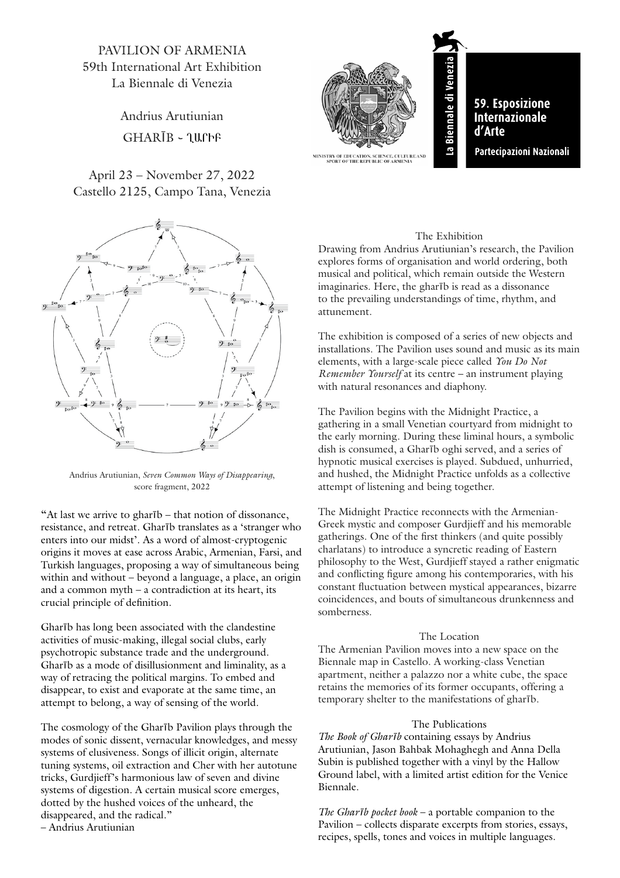PAVILION OF ARMENIA
59th International Art Exhibition
La Biennale di Venezia

Andrius Arutiunian
GHARĪB - ՂԱՐԻԲ

April 23 – November 27, 2022
Castello 2125, Campo Tana, Venezia

MINISTRY OF EDUCATION, SCIENCE, CULTURE AND SPORT OF THE REPUBLIC OF ARMENIA

La Biennale di Venezia

59. Esposizione Internazionale d'Arte
Partecipazioni Nazionali

Andrius Arutiunian, *Seven Common Ways of Disappearing*, score fragment, 2022

"At last we arrive to gharīb – that notion of dissonance, resistance, and retreat. Gharīb translates as a 'stranger who enters into our midst'. As a word of almost-cryptogenic origins it moves at ease across Arabic, Armenian, Farsi, and Turkish languages, proposing a way of simultaneous being within and without – beyond a language, a place, an origin and a common myth – a contradiction at its heart, its crucial principle of definition.

Gharīb has long been associated with the clandestine activities of music-making, illegal social clubs, early psychotropic substance trade and the underground. Gharīb as a mode of disillusionment and liminality, as a way of retracing the political margins. To embed and disappear, to exist and evaporate at the same time, an attempt to belong, a way of sensing of the world.

The cosmology of the Gharīb Pavilion plays through the modes of sonic dissent, vernacular knowledges, and messy systems of elusiveness. Songs of illicit origin, alternate tuning systems, oil extraction and Cher with her autotune tricks, Gurdjieff's harmonious law of seven and divine systems of digestion. A certain musical score emerges, dotted by the hushed voices of the unheard, the disappeared, and the radical."
– Andrius Arutiunian

## The Exhibition

Drawing from Andrius Arutiunian's research, the Pavilion explores forms of organisation and world ordering, both musical and political, which remain outside the Western imaginaries. Here, the gharīb is read as a dissonance to the prevailing understandings of time, rhythm, and attunement.

The exhibition is composed of a series of new objects and installations. The Pavilion uses sound and music as its main elements, with a large-scale piece called *You Do Not Remember Yourself* at its centre – an instrument playing with natural resonances and diaphony.

The Pavilion begins with the Midnight Practice, a gathering in a small Venetian courtyard from midnight to the early morning. During these liminal hours, a symbolic dish is consumed, a Gharīb oghi served, and a series of hypnotic musical exercises is played. Subdued, unhurried, and hushed, the Midnight Practice unfolds as a collective attempt of listening and being together.

The Midnight Practice reconnects with the Armenian-Greek mystic and composer Gurdjieff and his memorable gatherings. One of the first thinkers (and quite possibly charlatans) to introduce a syncretic reading of Eastern philosophy to the West, Gurdjieff stayed a rather enigmatic and conflicting figure among his contemporaries, with his constant fluctuation between mystical appearances, bizarre coincidences, and bouts of simultaneous drunkenness and somberness.

## The Location

The Armenian Pavilion moves into a new space on the Biennale map in Castello. A working-class Venetian apartment, neither a palazzo nor a white cube, the space retains the memories of its former occupants, offering a temporary shelter to the manifestations of gharīb.

## The Publications

*The Book of Gharīb* containing essays by Andrius Arutiunian, Jason Bahbak Mohaghegh and Anna Della Subin is published together with a vinyl by the Hallow Ground label, with a limited artist edition for the Venice Biennale.

*The Gharīb pocket book* – a portable companion to the Pavilion – collects disparate excerpts from stories, essays, recipes, spells, tones and voices in multiple languages.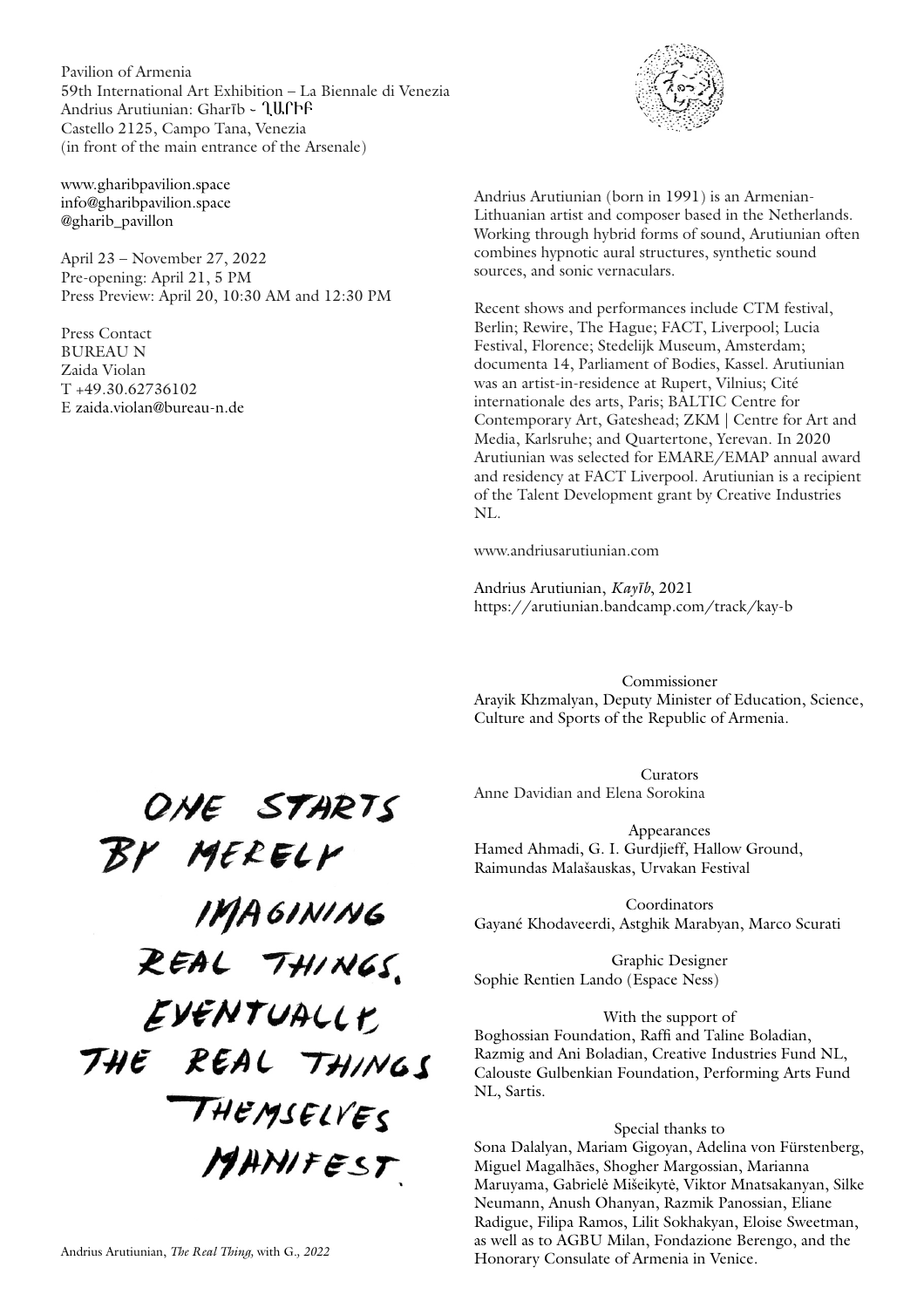Pavilion of Armenia
59th International Art Exhibition – La Biennale di Venezia
Andrius Arutiunian: Gharīb ~ ՂԱՐԻԲ
Castello 2125, Campo Tana, Venezia
(in front of the main entrance of the Arsenale)

www.gharibpavilion.space
info@gharibpavilion.space
@gharib_pavillon

April 23 – November 27, 2022
Pre-opening: April 21, 5 PM
Press Preview: April 20, 10:30 AM and 12:30 PM

Press Contact
BUREAU N
Zaida Violan
T +49.30.62736102
E zaida.violan@bureau-n.de

ONE STARTS BY MERELY IMAGINING REAL THINGS. EVENTUALLY, THE REAL THINGS THEMSELVES MANIFEST.

Andrius Arutiunian, *The Real Thing,* with G., *2022*

Andrius Arutiunian (born in 1991) is an Armenian-Lithuanian artist and composer based in the Netherlands. Working through hybrid forms of sound, Arutiunian often combines hypnotic aural structures, synthetic sound sources, and sonic vernaculars.

Recent shows and performances include CTM festival, Berlin; Rewire, The Hague; FACT, Liverpool; Lucia Festival, Florence; Stedelijk Museum, Amsterdam; documenta 14, Parliament of Bodies, Kassel. Arutiunian was an artist-in-residence at Rupert, Vilnius; Cité internationale des arts, Paris; BALTIC Centre for Contemporary Art, Gateshead; ZKM | Centre for Art and Media, Karlsruhe; and Quartertone, Yerevan. In 2020 Arutiunian was selected for EMARE/EMAP annual award and residency at FACT Liverpool. Arutiunian is a recipient of the Talent Development grant by Creative Industries NL.

www.andriusarutiunian.com

Andrius Arutiunian, *Kayīb*, 2021
https://arutiunian.bandcamp.com/track/kay-b

Commissioner
Arayik Khzmalyan, Deputy Minister of Education, Science, Culture and Sports of the Republic of Armenia.

Curators
Anne Davidian and Elena Sorokina

Appearances
Hamed Ahmadi, G. I. Gurdjieff, Hallow Ground, Raimundas Malašauskas, Urvakan Festival

Coordinators
Gayané Khodaveerdi, Astghik Marabyan, Marco Scurati

Graphic Designer
Sophie Rentien Lando (Espace Ness)

With the support of
Boghossian Foundation, Raffi and Taline Boladian, Razmig and Ani Boladian, Creative Industries Fund NL, Calouste Gulbenkian Foundation, Performing Arts Fund NL, Sartis.

Special thanks to
Sona Dalalyan, Mariam Gigoyan, Adelina von Fürstenberg, Miguel Magalhães, Shogher Margossian, Marianna Maruyama, Gabrielė Mišeikytė, Viktor Mnatsakanyan, Silke Neumann, Anush Ohanyan, Razmik Panossian, Eliane Radigue, Filipa Ramos, Lilit Sokhakyan, Eloise Sweetman, as well as to AGBU Milan, Fondazione Berengo, and the Honorary Consulate of Armenia in Venice.